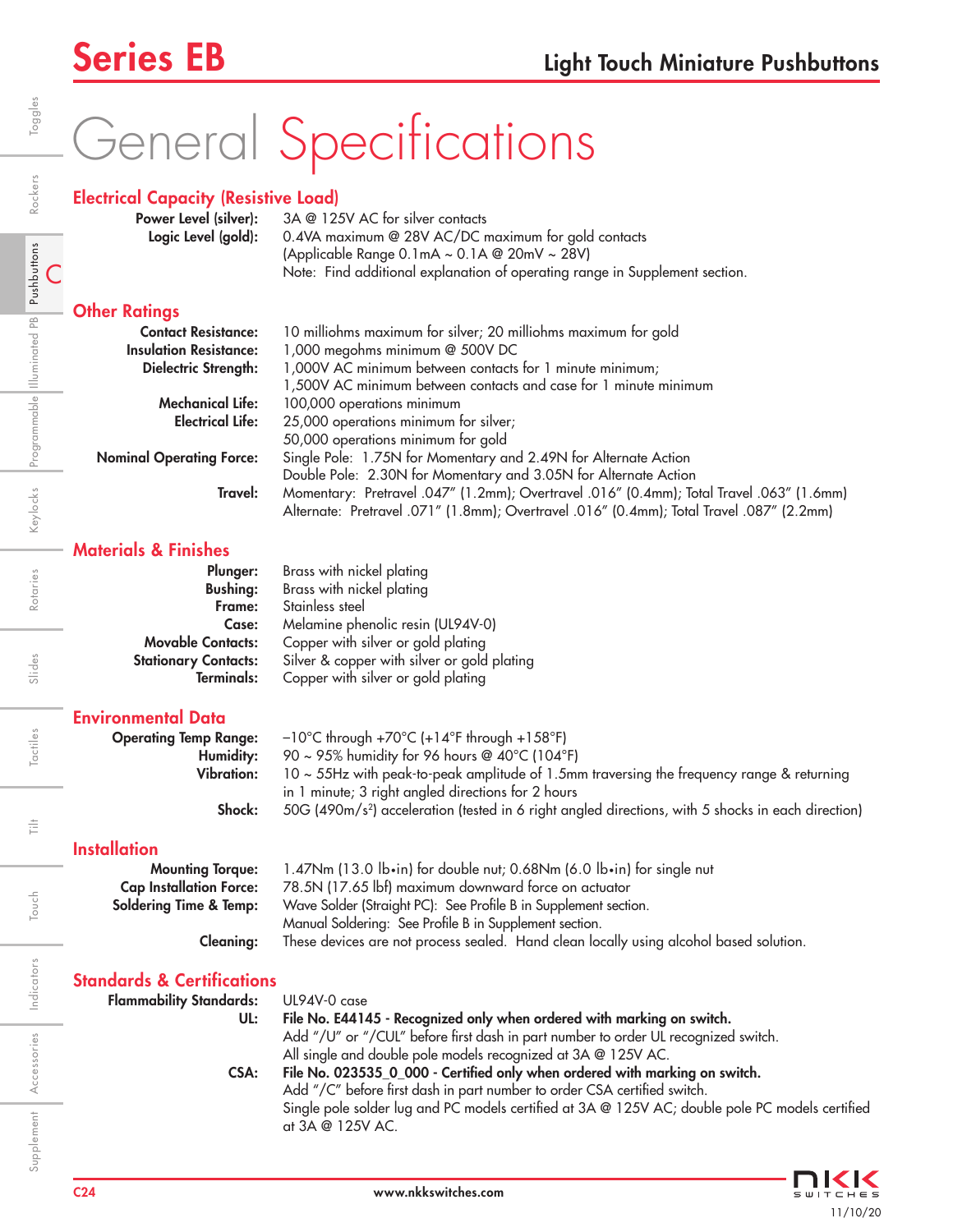# Series EB

## Light Touch Miniature Pushbuttons

# General Specifications

## Electrical Capacity (Resistive Load)

**Power Level (silver):** 3A @ 125V AC for silver contacts

**Logic Level (gold):** 0.4VA maximum @ 28V AC/DC maximum for gold contacts
(Applicable Range 0.1mA ~ 0.1A @ 20mV ~ 28V)
Note: Find additional explanation of operating range in Supplement section.

## Other Ratings

**Contact Resistance:** 10 milliohms maximum for silver; 20 milliohms maximum for gold

**Insulation Resistance:** 1,000 megohms minimum @ 500V DC

**Dielectric Strength:** 1,000V AC minimum between contacts for 1 minute minimum;
1,500V AC minimum between contacts and case for 1 minute minimum

**Mechanical Life:** 100,000 operations minimum

**Electrical Life:** 25,000 operations minimum for silver;
50,000 operations minimum for gold

**Nominal Operating Force:** Single Pole: 1.75N for Momentary and 2.49N for Alternate Action
Double Pole: 2.30N for Momentary and 3.05N for Alternate Action

**Travel:** Momentary: Pretravel .047" (1.2mm); Overtravel .016" (0.4mm); Total Travel .063" (1.6mm)
Alternate: Pretravel .071" (1.8mm); Overtravel .016" (0.4mm); Total Travel .087" (2.2mm)

## Materials & Finishes

**Plunger:** Brass with nickel plating

**Bushing:** Brass with nickel plating

**Frame:** Stainless steel

**Case:** Melamine phenolic resin (UL94V-0)

**Movable Contacts:** Copper with silver or gold plating

**Stationary Contacts:** Silver & copper with silver or gold plating

**Terminals:** Copper with silver or gold plating

## Environmental Data

**Operating Temp Range:** –10°C through +70°C (+14°F through +158°F)

**Humidity:** 90 ~ 95% humidity for 96 hours @ 40°C (104°F)

**Vibration:** 10 ~ 55Hz with peak-to-peak amplitude of 1.5mm traversing the frequency range & returning in 1 minute; 3 right angled directions for 2 hours

**Shock:** 50G (490m/s$^2$) acceleration (tested in 6 right angled directions, with 5 shocks in each direction)

## Installation

**Mounting Torque:** 1.47Nm (13.0 lb•in) for double nut; 0.68Nm (6.0 lb•in) for single nut

**Cap Installation Force:** 78.5N (17.65 lbf) maximum downward force on actuator

**Soldering Time & Temp:** Wave Solder (Straight PC): See Profile B in Supplement section.
Manual Soldering: See Profile B in Supplement section.

**Cleaning:** These devices are not process sealed. Hand clean locally using alcohol based solution.

## Standards & Certifications

**Flammability Standards:** UL94V-0 case

**UL:** **File No. E44145 - Recognized only when ordered with marking on switch.**
Add "/U" or "/CUL" before first dash in part number to order UL recognized switch.
All single and double pole models recognized at 3A @ 125V AC.

**CSA:** **File No. 023535_0_000 - Certified only when ordered with marking on switch.**
Add "/C" before first dash in part number to order CSA certified switch.
Single pole solder lug and PC models certified at 3A @ 125V AC; double pole PC models certified at 3A @ 125V AC.

www.nkkswitches.com

11/10/20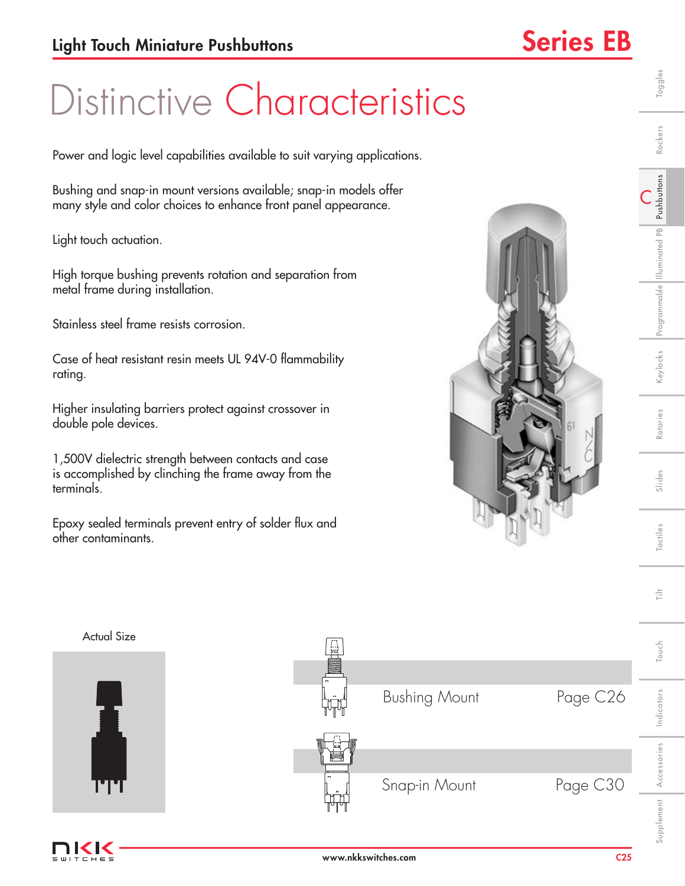## Light Touch Miniature Pushbuttons

# Series EB

# Distinctive Characteristics

Power and logic level capabilities available to suit varying applications.

Bushing and snap-in mount versions available; snap-in models offer many style and color choices to enhance front panel appearance.

Light touch actuation.

High torque bushing prevents rotation and separation from metal frame during installation.

Stainless steel frame resists corrosion.

Case of heat resistant resin meets UL 94V-0 flammability rating.

Higher insulating barriers protect against crossover in double pole devices.

1,500V dielectric strength between contacts and case is accomplished by clinching the frame away from the terminals.

Epoxy sealed terminals prevent entry of solder flux and other contaminants.

Actual Size

| | |
|---|---|
| Bushing Mount | Page C26 |
| Snap-in Mount | Page C30 |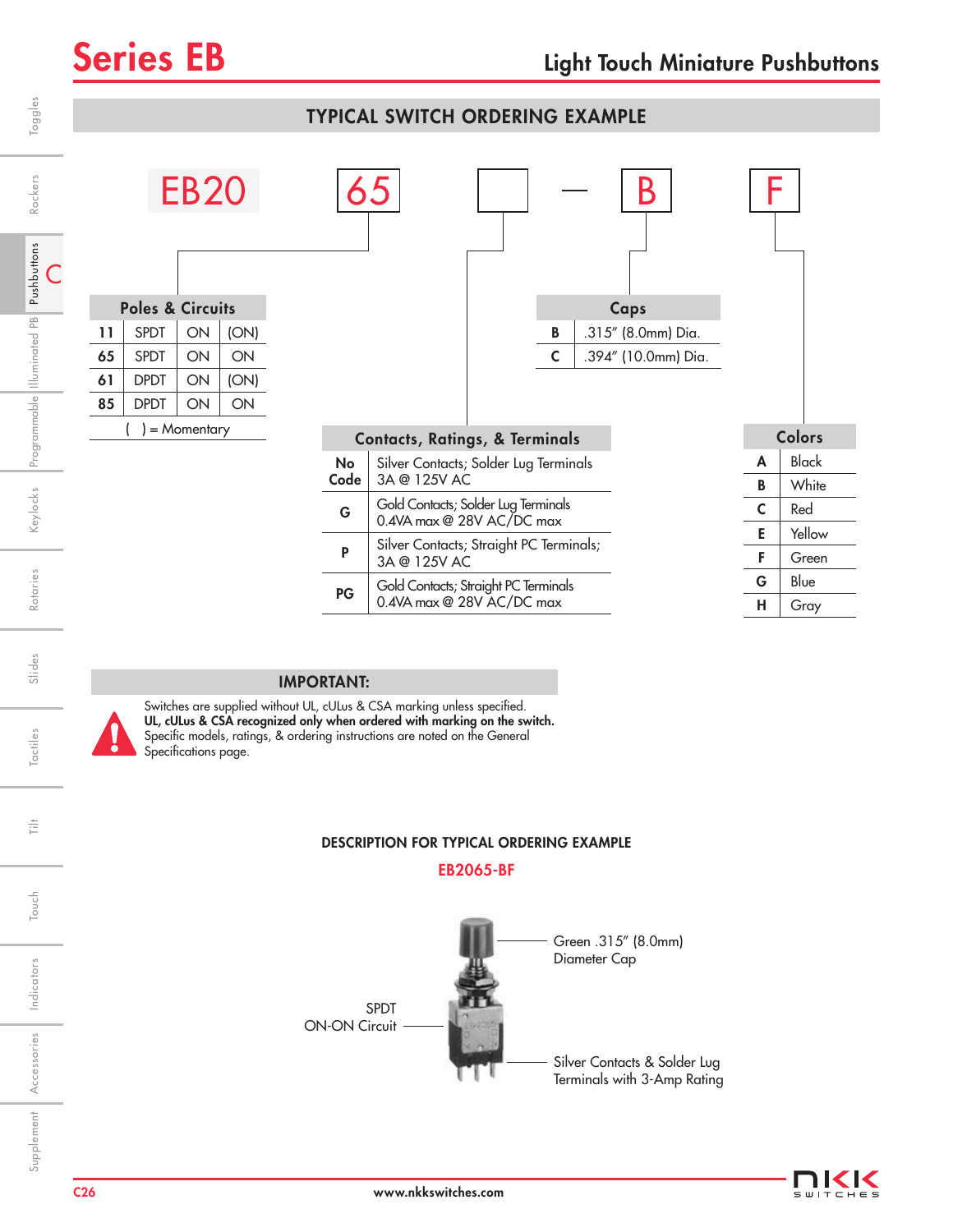# Series EB

## Light Touch Miniature Pushbuttons

### TYPICAL SWITCH ORDERING EXAMPLE

EB20 | 65 | ☐ — B | F

**Poles & Circuits**

| | | | |
|---|---|---|---|
| **11** | SPDT | ON | (ON) |
| **65** | SPDT | ON | ON |
| **61** | DPDT | ON | (ON) |
| **85** | DPDT | ON | ON |

( ) = Momentary

**Contacts, Ratings, & Terminals**

| | |
|---|---|
| **No Code** | Silver Contacts; Solder Lug Terminals 3A @ 125V AC |
| **G** | Gold Contacts; Solder Lug Terminals 0.4VA max @ 28V AC/DC max |
| **P** | Silver Contacts; Straight PC Terminals; 3A @ 125V AC |
| **PG** | Gold Contacts; Straight PC Terminals 0.4VA max @ 28V AC/DC max |

**Caps**

| | |
|---|---|
| **B** | .315″ (8.0mm) Dia. |
| **C** | .394″ (10.0mm) Dia. |

**Colors**

| | |
|---|---|
| **A** | Black |
| **B** | White |
| **C** | Red |
| **E** | Yellow |
| **F** | Green |
| **G** | Blue |
| **H** | Gray |

### IMPORTANT:

Switches are supplied without UL, cULus & CSA marking unless specified.
**UL, cULus & CSA recognized only when ordered with marking on the switch.**
Specific models, ratings, & ordering instructions are noted on the General Specifications page.

### DESCRIPTION FOR TYPICAL ORDERING EXAMPLE

**EB2065-BF**

Green .315″ (8.0mm) Diameter Cap

SPDT ON-ON Circuit

Silver Contacts & Solder Lug Terminals with 3-Amp Rating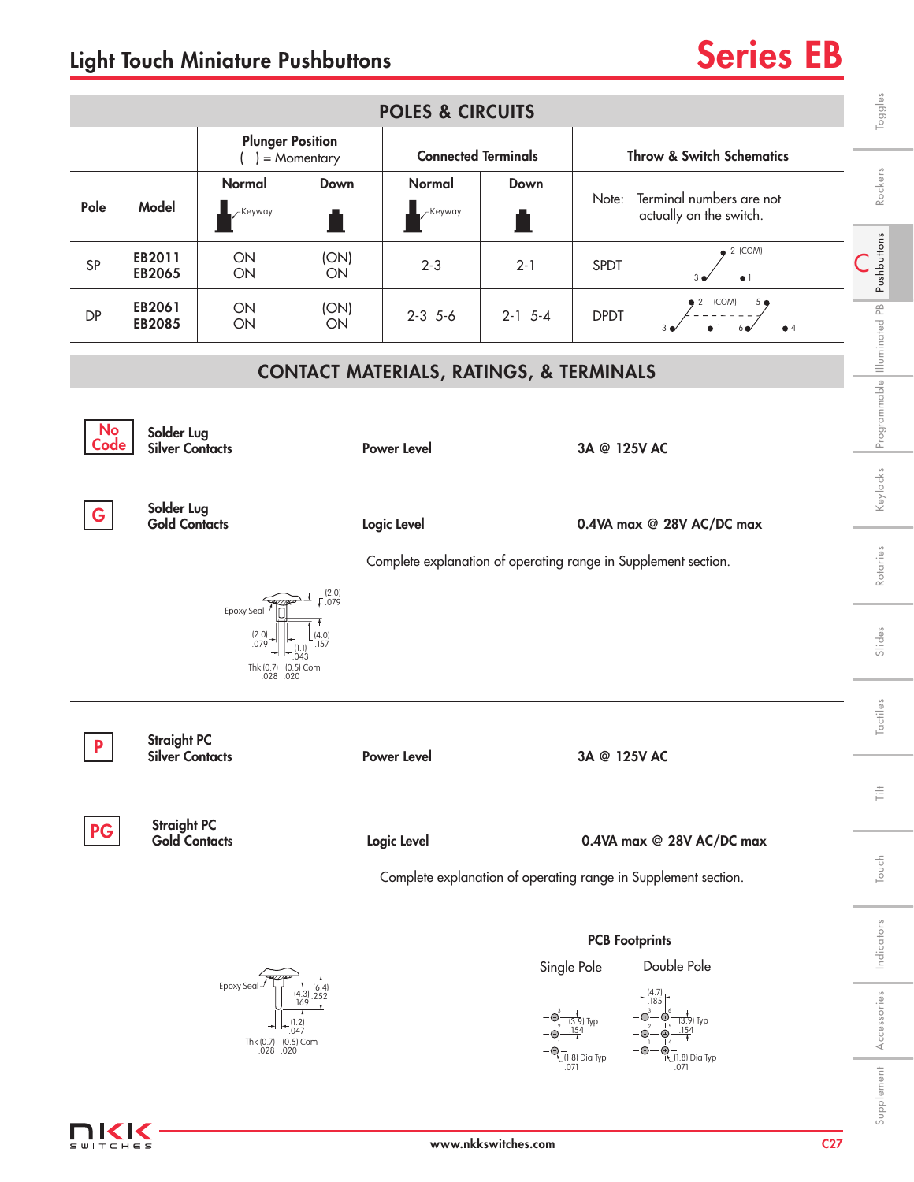# Light Touch Miniature Pushbuttons

# Series EB

## POLES & CIRCUITS

| Pole | Model | Plunger Position ( ) = Momentary | | Connected Terminals | | Throw & Switch Schematics |
|---|---|---|---|---|---|---|
| | | Normal (Keyway) | Down | Normal (Keyway) | Down | Note: Terminal numbers are not actually on the switch. |
| SP | EB2011<br>EB2065 | ON<br>ON | (ON)<br>ON | 2-3 | 2-1 | SPDT |
| DP | EB2061<br>EB2085 | ON<br>ON | (ON)<br>ON | 2-3 5-6 | 2-1 5-4 | DPDT |

## CONTACT MATERIALS, RATINGS, & TERMINALS

**No Code** — **Solder Lug Silver Contacts** — **Power Level** — **3A @ 125V AC**

**G** — **Solder Lug Gold Contacts** — **Logic Level** — **0.4VA max @ 28V AC/DC max**

Complete explanation of operating range in Supplement section.

Epoxy Seal; (2.0) .079; (2.0) .079; (4.0) .157; (1.1) .043; Thk (0.7) .028; (0.5) Com .020

---

**P** — **Straight PC Silver Contacts** — **Power Level** — **3A @ 125V AC**

**PG** — **Straight PC Gold Contacts** — **Logic Level** — **0.4VA max @ 28V AC/DC max**

Complete explanation of operating range in Supplement section.

Epoxy Seal; (4.3) .169; (6.4) .252; (1.2) .047; Thk (0.7) .028; (0.5) Com .020

**PCB Footprints**

Single Pole: (3.9) Typ .154; (1.8) Dia Typ .071

Double Pole: (4.7) .185; (3.9) Typ .154; (1.8) Dia Typ .071

www.nkkswitches.com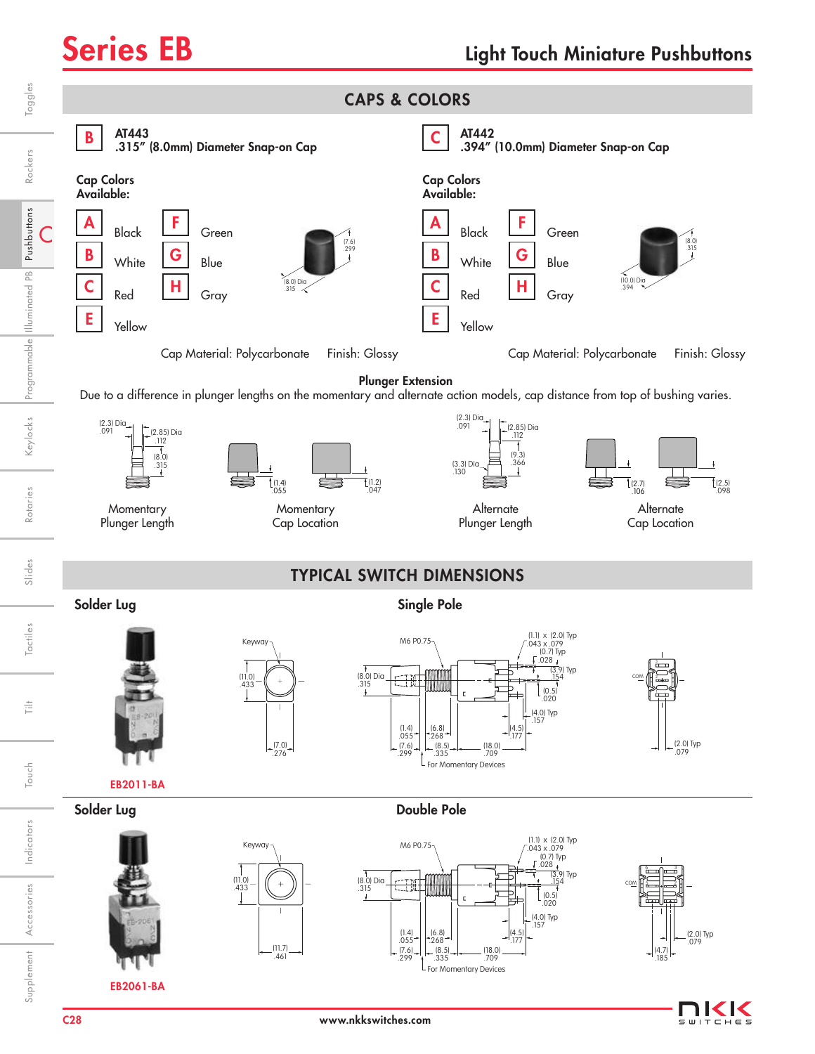# Series EB

## Light Touch Miniature Pushbuttons

## CAPS & COLORS

**B** AT443
**.315" (8.0mm) Diameter Snap-on Cap**

**Cap Colors Available:**

| Code | Color | Code | Color |
|---|---|---|---|
| A | Black | F | Green |
| B | White | G | Blue |
| C | Red | H | Gray |
| E | Yellow | | |

(7.6) .299
(8.0) Dia .315

Cap Material: Polycarbonate  Finish: Glossy

**C** AT442
**.394" (10.0mm) Diameter Snap-on Cap**

**Cap Colors Available:**

| Code | Color | Code | Color |
|---|---|---|---|
| A | Black | F | Green |
| B | White | G | Blue |
| C | Red | H | Gray |
| E | Yellow | | |

(8.0) .315
(10.0) Dia .394

Cap Material: Polycarbonate  Finish: Glossy

**Plunger Extension**

Due to a difference in plunger lengths on the momentary and alternate action models, cap distance from top of bushing varies.

Momentary Plunger Length: (2.3) Dia .091; (2.85) Dia .112; (8.0) .315

Momentary Cap Location: (1.4) .055; (1.2) .047

Alternate Plunger Length: (2.3) Dia .091; (2.85) Dia .112; (3.3) Dia .130; (9.3) .366

Alternate Cap Location: (2.7) .106; (2.5) .098

## TYPICAL SWITCH DIMENSIONS

### Solder Lug — Single Pole

EB2011-BA

Keyway; (11.0) .433; (7.0) .276; M6 P0.75; (8.0) Dia .315; (1.1) x (2.0) Typ .043 x .079; (0.7) Typ .028; (3.9) Typ .154; (0.5) .020; (4.0) Typ .157; (4.5) .177; (1.4) .055; (6.8) .268; (7.6) .299; (8.5) .335; (18.0) .709; For Momentary Devices; COM; (2.0) Typ .079

### Solder Lug — Double Pole

EB2061-BA

Keyway; (11.0) .433; (11.7) .461; M6 P0.75; (8.0) Dia .315; (1.1) x (2.0) Typ .043 x .079; (0.7) Typ .028; (3.9) Typ .154; (0.5) .020; (4.0) Typ .157; (4.5) .177; (1.4) .055; (6.8) .268; (7.6) .299; (8.5) .335; (18.0) .709; For Momentary Devices; COM; (4.7) .185; (2.0) Typ .079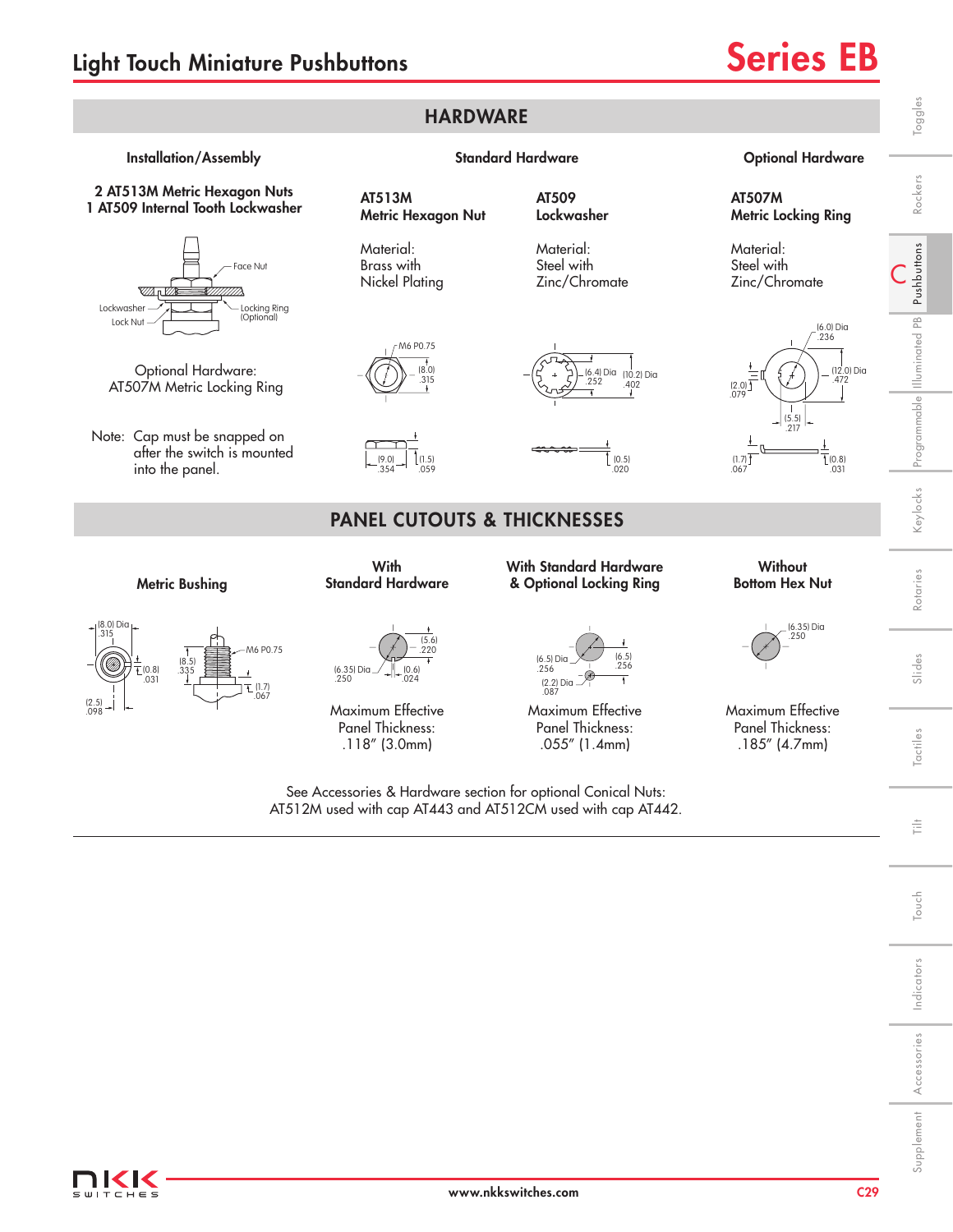# Light Touch Miniature Pushbuttons

# Series EB

## HARDWARE

### Installation/Assembly

**2 AT513M Metric Hexagon Nuts**
**1 AT509 Internal Tooth Lockwasher**

Face Nut
Lockwasher
Lock Nut
Locking Ring (Optional)

Optional Hardware:
AT507M Metric Locking Ring

Note: Cap must be snapped on after the switch is mounted into the panel.

### Standard Hardware

**AT513M**
**Metric Hexagon Nut**

Material:
Brass with
Nickel Plating

M6 P0.75
(8.0) .315
(9.0) .354
(1.5) .059

**AT509**
**Lockwasher**

Material:
Steel with
Zinc/Chromate

(6.4) Dia .252
(10.2) Dia .402
(0.5) .020

### Optional Hardware

**AT507M**
**Metric Locking Ring**

Material:
Steel with
Zinc/Chromate

(6.0) Dia .236
(12.0) Dia .472
(2.0) .079
(5.5) .217
(1.7) .067
(0.8) .031

## PANEL CUTOUTS & THICKNESSES

### Metric Bushing

(8.0) Dia .315
(0.8) .031
(2.5) .098
(8.5) .335
M6 P0.75
(1.7) .067

### With Standard Hardware

(5.6) .220
(6.35) Dia .250
(0.6) .024

Maximum Effective Panel Thickness:
.118" (3.0mm)

### With Standard Hardware & Optional Locking Ring

(6.5) Dia .256
(6.5) .256
(2.2) Dia .087

Maximum Effective Panel Thickness:
.055" (1.4mm)

### Without Bottom Hex Nut

(6.35) Dia .250

Maximum Effective Panel Thickness:
.185" (4.7mm)

See Accessories & Hardware section for optional Conical Nuts:
AT512M used with cap AT443 and AT512CM used with cap AT442.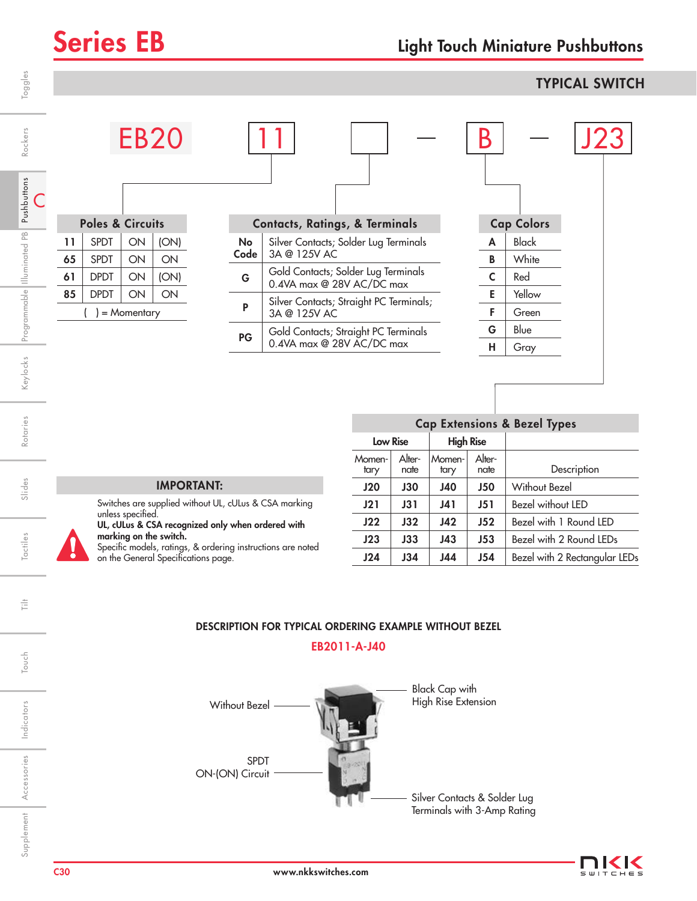# Series EB

## Light Touch Miniature Pushbuttons

### TYPICAL SWITCH

EB20 | 11 | ☐ — B — J23

| Poles & Circuits | | | |
|---|---|---|---|
| 11 | SPDT | ON | (ON) |
| 65 | SPDT | ON | ON |
| 61 | DPDT | ON | (ON) |
| 85 | DPDT | ON | ON |
| ( ) = Momentary | | | |

| Contacts, Ratings, & Terminals | |
|---|---|
| No Code | Silver Contacts; Solder Lug Terminals 3A @ 125V AC |
| G | Gold Contacts; Solder Lug Terminals 0.4VA max @ 28V AC/DC max |
| P | Silver Contacts; Straight PC Terminals; 3A @ 125V AC |
| PG | Gold Contacts; Straight PC Terminals 0.4VA max @ 28V AC/DC max |

| Cap Colors | |
|---|---|
| A | Black |
| B | White |
| C | Red |
| E | Yellow |
| F | Green |
| G | Blue |
| H | Gray |

| Cap Extensions & Bezel Types | | | | |
|---|---|---|---|---|
| Low Rise | | High Rise | | |
| Momentary | Alternate | Momentary | Alternate | Description |
| J20 | J30 | J40 | J50 | Without Bezel |
| J21 | J31 | J41 | J51 | Bezel without LED |
| J22 | J32 | J42 | J52 | Bezel with 1 Round LED |
| J23 | J33 | J43 | J53 | Bezel with 2 Round LEDs |
| J24 | J34 | J44 | J54 | Bezel with 2 Rectangular LEDs |

**IMPORTANT:**

Switches are supplied without UL, cULus & CSA marking unless specified.
**UL, cULus & CSA recognized only when ordered with marking on the switch.**
Specific models, ratings, & ordering instructions are noted on the General Specifications page.

**DESCRIPTION FOR TYPICAL ORDERING EXAMPLE WITHOUT BEZEL**

**EB2011-A-J40**

- Without Bezel
- SPDT ON-(ON) Circuit
- Black Cap with High Rise Extension
- Silver Contacts & Solder Lug Terminals with 3-Amp Rating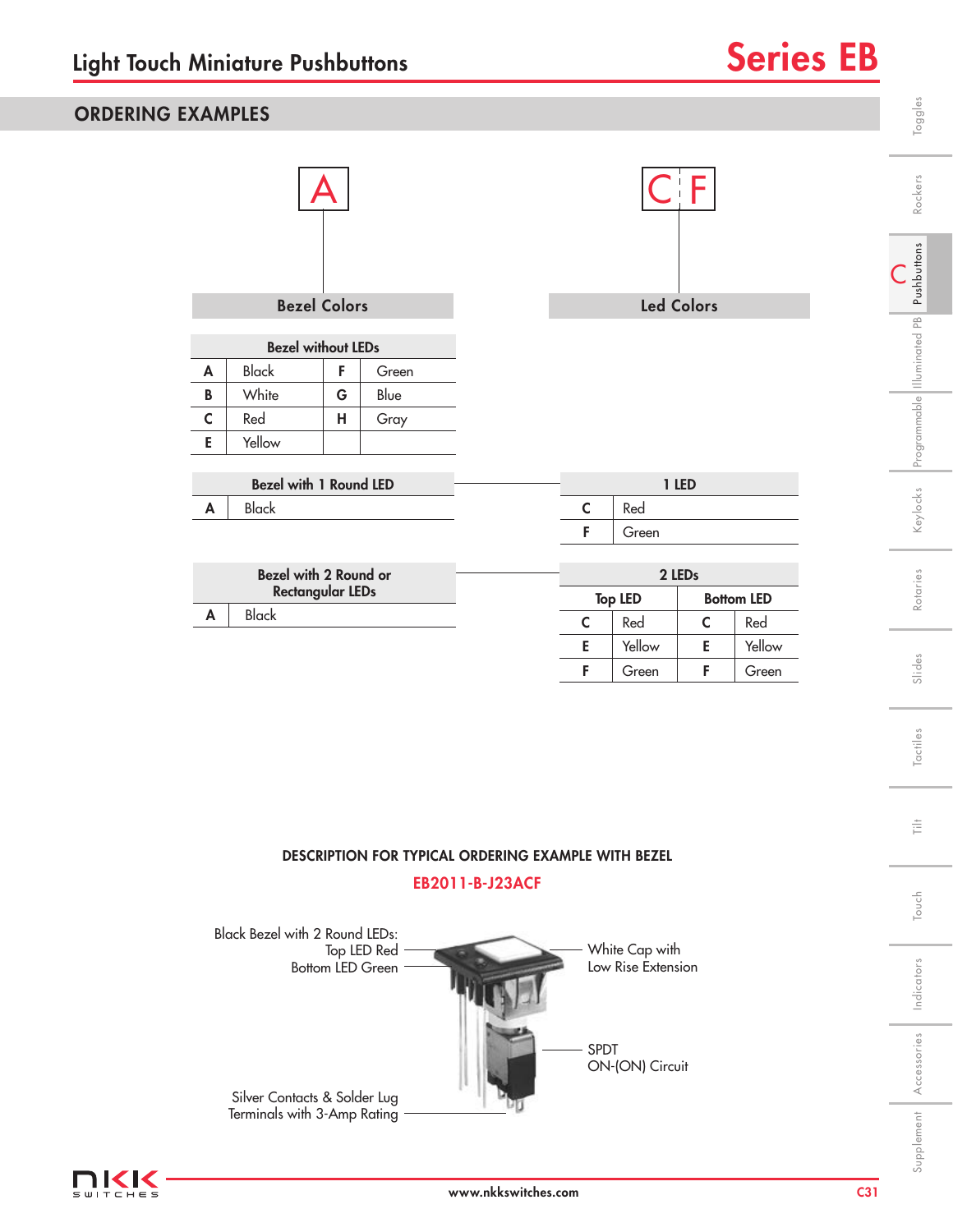# Light Touch Miniature Pushbuttons

# Series EB

## ORDERING EXAMPLES

A

C F

### Bezel Colors

| Bezel without LEDs | | | |
|---|---|---|---|
| A | Black | F | Green |
| B | White | G | Blue |
| C | Red | H | Gray |
| E | Yellow | | |

| Bezel with 1 Round LED | |
|---|---|
| A | Black |

| Bezel with 2 Round or Rectangular LEDs | |
|---|---|
| A | Black |

### Led Colors

| 1 LED | |
|---|---|
| C | Red |
| F | Green |

| 2 LEDs | | | |
|---|---|---|---|
| Top LED | | Bottom LED | |
| C | Red | C | Red |
| E | Yellow | E | Yellow |
| F | Green | F | Green |

### DESCRIPTION FOR TYPICAL ORDERING EXAMPLE WITH BEZEL

**EB2011-B-J23ACF**

Black Bezel with 2 Round LEDs: Top LED Red, Bottom LED Green

White Cap with Low Rise Extension

SPDT ON-(ON) Circuit

Silver Contacts & Solder Lug Terminals with 3-Amp Rating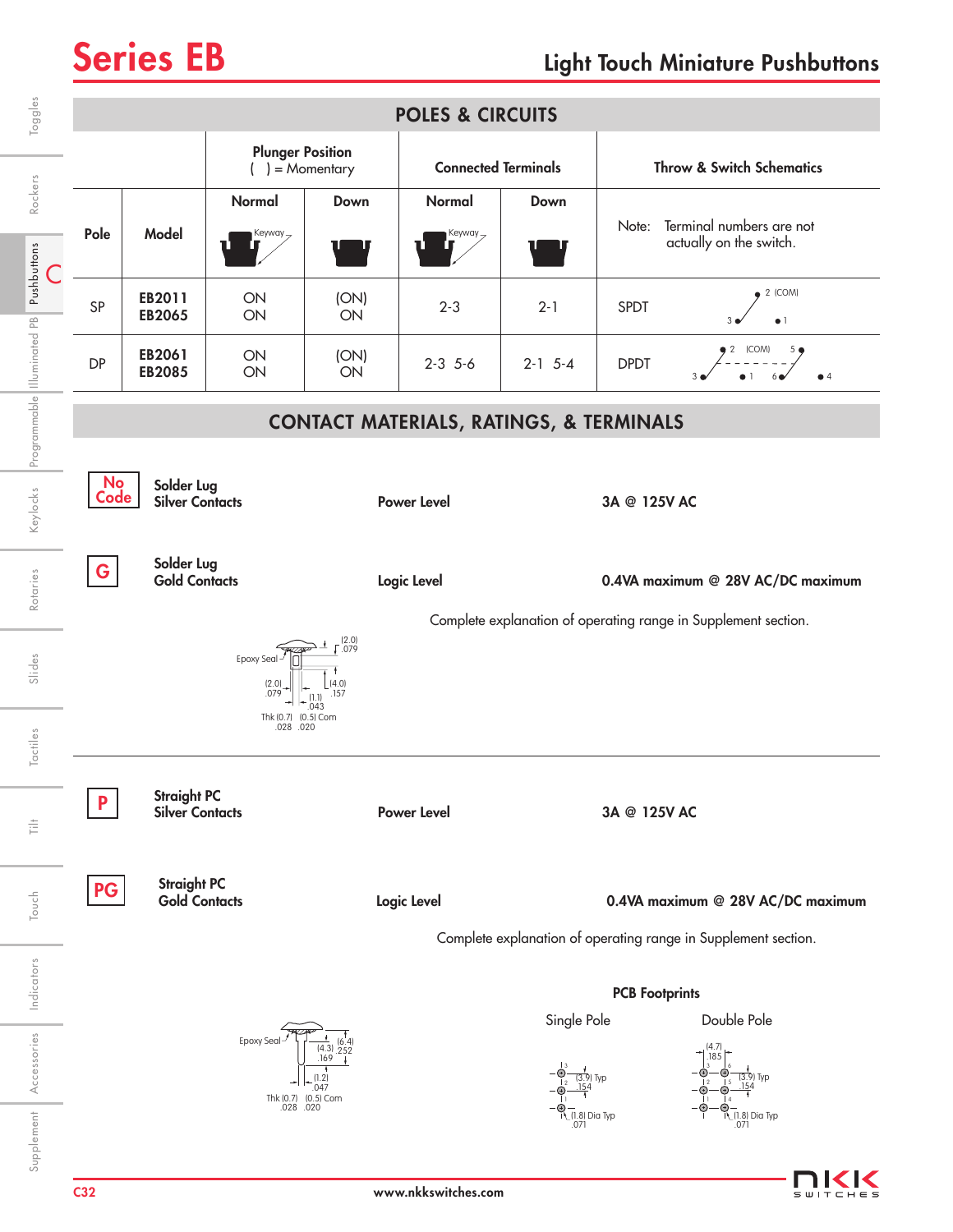# Series EB

## Light Touch Miniature Pushbuttons

## POLES & CIRCUITS

| Pole | Model | Plunger Position ( ) = Momentary | | Connected Terminals | | Throw & Switch Schematics |
|---|---|---|---|---|---|---|
| | | Normal | Down | Normal | Down | Note: Terminal numbers are not actually on the switch. |
| SP | EB2011<br>EB2065 | ON<br>ON | (ON)<br>ON | 2-3 | 2-1 | SPDT |
| DP | EB2061<br>EB2085 | ON<br>ON | (ON)<br>ON | 2-3 5-6 | 2-1 5-4 | DPDT |

## CONTACT MATERIALS, RATINGS, & TERMINALS

| Code | Terminal / Contacts | Level | Rating |
|---|---|---|---|
| No Code | Solder Lug, Silver Contacts | Power Level | 3A @ 125V AC |
| G | Solder Lug, Gold Contacts | Logic Level | 0.4VA maximum @ 28V AC/DC maximum |

Complete explanation of operating range in Supplement section.

Epoxy Seal; (2.0) .079; (2.0) .079; (4.0) .157; (1.1) .043; Thk (0.7) .028; (0.5) Com .020

| Code | Terminal / Contacts | Level | Rating |
|---|---|---|---|
| P | Straight PC, Silver Contacts | Power Level | 3A @ 125V AC |
| PG | Straight PC, Gold Contacts | Logic Level | 0.4VA maximum @ 28V AC/DC maximum |

Complete explanation of operating range in Supplement section.

Epoxy Seal; (4.3) .169; (6.4) .252; (1.2) .047; Thk (0.7) .028; (0.5) Com .020

**PCB Footprints**

Single Pole: (3.9) Typ .154; (1.8) Dia Typ .071

Double Pole: (4.7) .185; (3.9) Typ .154; (1.8) Dia Typ .071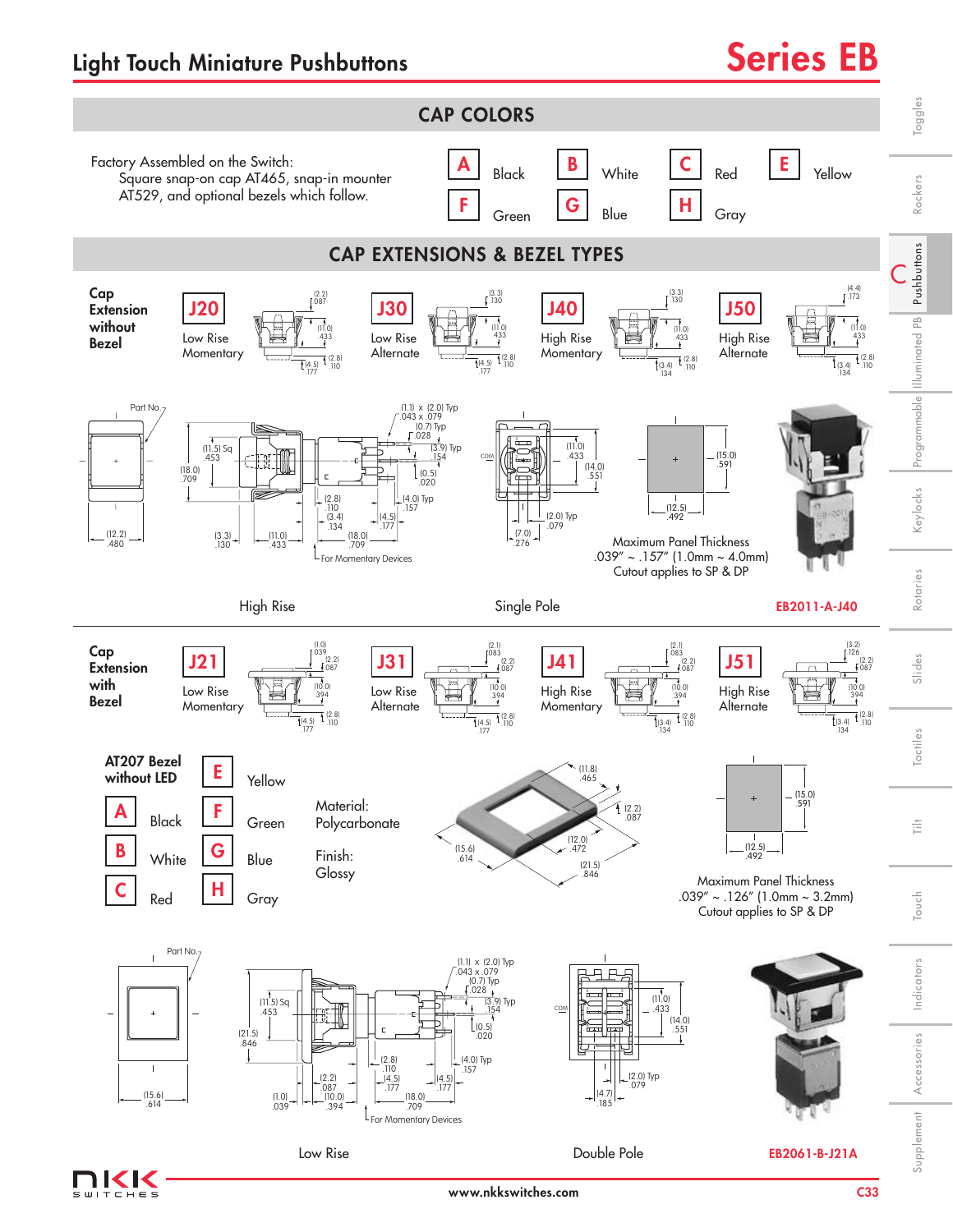# Light Touch Miniature Pushbuttons

# Series EB

## CAP COLORS

Factory Assembled on the Switch:
Square snap-on cap AT465, snap-in mounter AT529, and optional bezels which follow.

| Code | Color | Code | Color | Code | Color | Code | Color |
|---|---|---|---|---|---|---|---|
| A | Black | B | White | C | Red | E | Yellow |
| F | Green | G | Blue | H | Gray | | |

## CAP EXTENSIONS & BEZEL TYPES

**Cap Extension without Bezel**

| Code | Type | Dimensions |
|---|---|---|
| J20 | Low Rise Momentary | (2.2) .087; (11.0) .433; (4.5) .177; (2.8) .110 |
| J30 | Low Rise Alternate | (3.3) .130; (11.0) .433; (4.5) .177; (2.8) .110 |
| J40 | High Rise Momentary | (3.3) .130; (11.0) .433; (3.4) .134; (2.8) .110 |
| J50 | High Rise Alternate | (4.4) .173; (11.0) .433; (3.4) .134; (2.8) .110 |

Part No.; (12.2) .480; (11.5) Sq .453; (18.0) .709; (3.3) .130; (11.0) .433; (2.8) .110; (3.4) .134; (4.5) .177; (18.0) .709; (1.1) x (2.0) Typ .043 x .079; (0.7) Typ .028; (3.9) Typ .154; (0.5) .020; (4.0) Typ .157; For Momentary Devices

COM; (11.0) .433; (14.0) .551; (2.0) Typ .079; (7.0) .276

(15.0) .591; (12.5) .492

Maximum Panel Thickness
.039" ~ .157" (1.0mm ~ 4.0mm)
Cutout applies to SP & DP

High Rise — Single Pole — EB2011-A-J40

**Cap Extension with Bezel**

| Code | Type | Dimensions |
|---|---|---|
| J21 | Low Rise Momentary | (1.0) .039; (2.2) .087; (10.0) .394; (4.5) .177; (2.8) .110 |
| J31 | Low Rise Alternate | (2.1) .083; (2.2) .087; (10.0) .394; (4.5) .177; (2.8) .110 |
| J41 | High Rise Momentary | (2.1) .083; (2.2) .087; (10.0) .394; (3.4) .134; (2.8) .110 |
| J51 | High Rise Alternate | (3.2) .126; (2.2) .087; (10.0) .394; (3.4) .134; (2.8) .110 |

**AT207 Bezel without LED**

| Code | Color | Code | Color |
|---|---|---|---|
| A | Black | E | Yellow |
| B | White | F | Green |
| C | Red | G | Blue |
| | | H | Gray |

Material: Polycarbonate

Finish: Glossy

(11.8) .465; (2.2) .087; (12.0) .472; (15.6) .614; (21.5) .846

(15.0) .591; (12.5) .492

Maximum Panel Thickness
.039" ~ .126" (1.0mm ~ 3.2mm)
Cutout applies to SP & DP

Part No.; (15.6) .614; (11.5) Sq .453; (21.5) .846; (1.0) .039; (2.2) .087; (10.0) .394; (2.8) .110; (4.5) .177; (4.5) .177; (18.0) .709; (1.1) x (2.0) Typ .043 x .079; (0.7) Typ .028; (3.9) Typ .154; (0.5) .020; (4.0) Typ .157; For Momentary Devices

COM; (11.0) .433; (14.0) .551; (2.0) Typ .079; (4.7) .185

Low Rise — Double Pole — EB2061-B-J21A

www.nkkswitches.com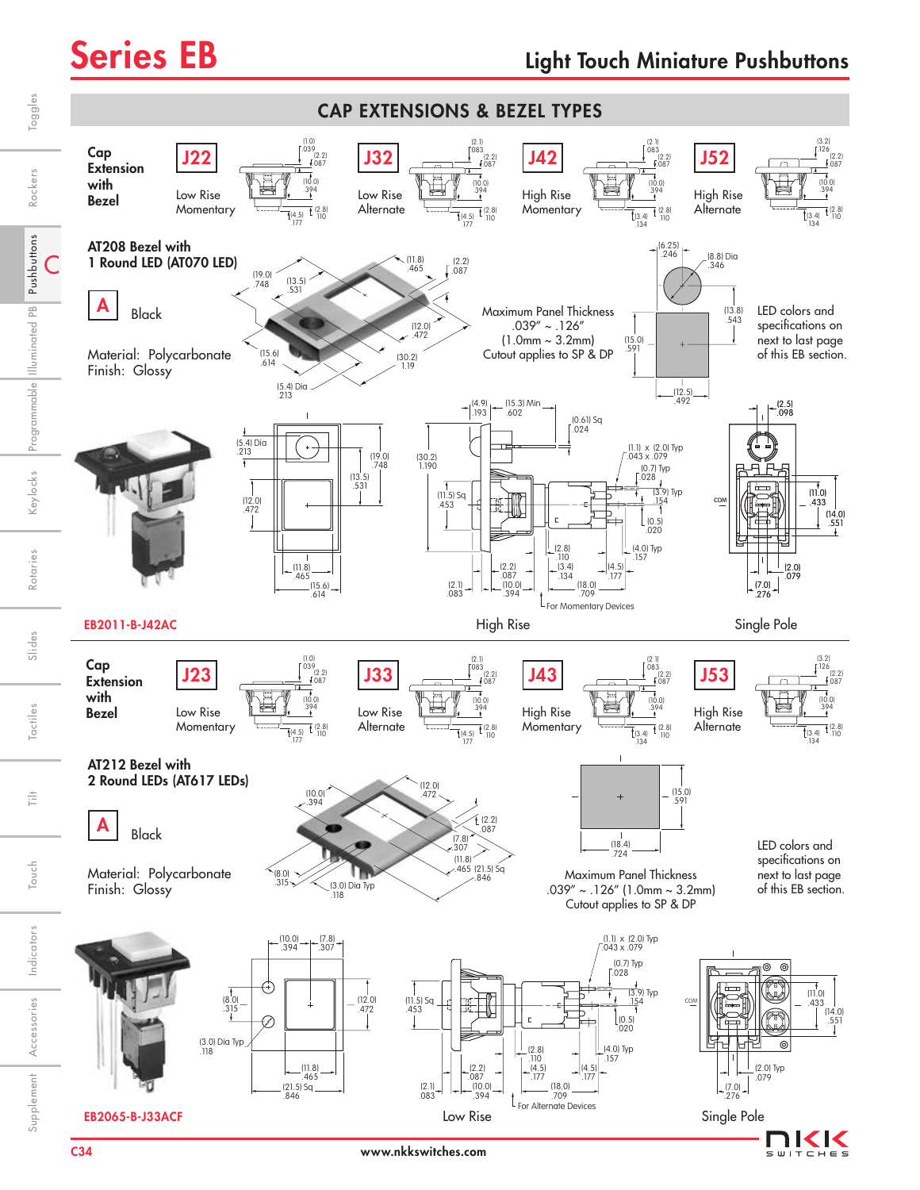## CAP EXTENSIONS & BEZEL TYPES

**Cap Extension with Bezel**

| Code | Type |
|---|---|
| J22 | Low Rise Momentary |
| J32 | Low Rise Alternate |
| J42 | High Rise Momentary |
| J52 | High Rise Alternate |

**AT208 Bezel with 1 Round LED (AT070 LED)**

**A** Black

Material: Polycarbonate
Finish: Glossy

Maximum Panel Thickness
.039" ~ .126"
(1.0mm ~ 3.2mm)
Cutout applies to SP & DP

LED colors and specifications on next to last page of this EB section.

EB2011-B-J42AC

High Rise

For Momentary Devices

Single Pole

**Cap Extension with Bezel**

| Code | Type |
|---|---|
| J23 | Low Rise Momentary |
| J33 | Low Rise Alternate |
| J43 | High Rise Momentary |
| J53 | High Rise Alternate |

**AT212 Bezel with 2 Round LEDs (AT617 LEDs)**

**A** Black

Material: Polycarbonate
Finish: Glossy

Maximum Panel Thickness
.039" ~ .126" (1.0mm ~ 3.2mm)
Cutout applies to SP & DP

LED colors and specifications on next to last page of this EB section.

EB2065-B-J33ACF

Low Rise

For Alternate Devices

Single Pole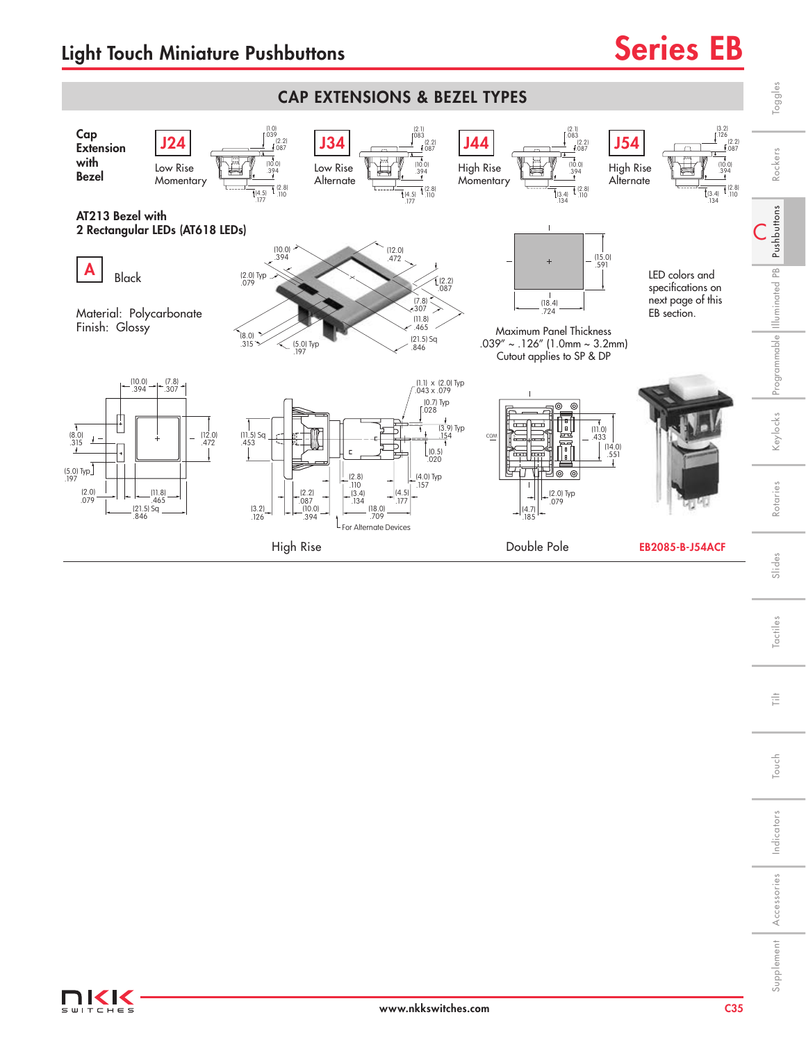## Light Touch Miniature Pushbuttons

# Series EB

## CAP EXTENSIONS & BEZEL TYPES

**Cap Extension with Bezel**

| Code | Type |
|---|---|
| J24 | Low Rise Momentary |
| J34 | Low Rise Alternate |
| J44 | High Rise Momentary |
| J54 | High Rise Alternate |

**AT213 Bezel with 2 Rectangular LEDs (AT618 LEDs)**

**A** Black

Material: Polycarbonate
Finish: Glossy

Maximum Panel Thickness
.039" ~ .126" (1.0mm ~ 3.2mm)
Cutout applies to SP & DP

LED colors and specifications on next page of this EB section.

High Rise

Double Pole

EB2085-B-J54ACF

www.nkkswitches.com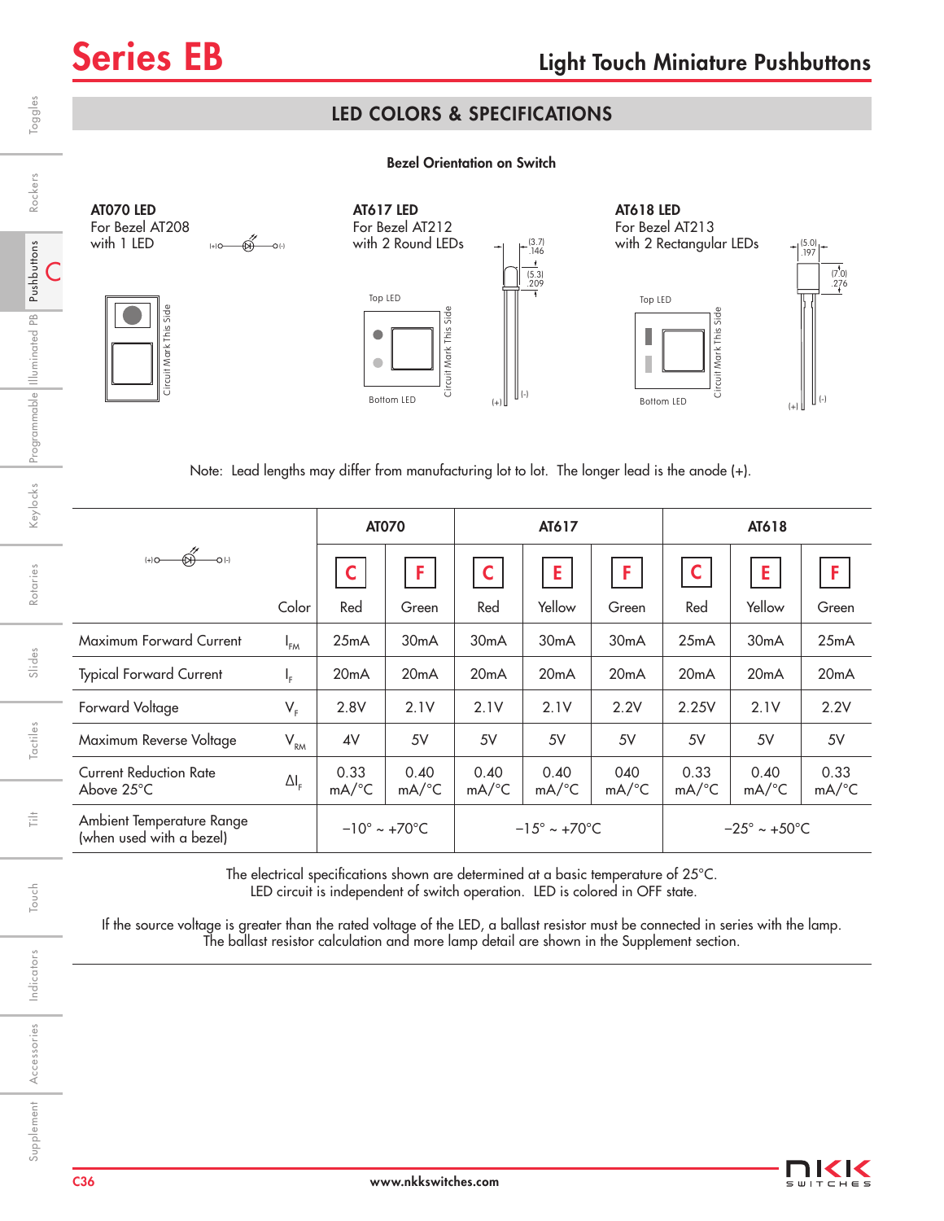# Series EB

## Light Touch Miniature Pushbuttons

## LED COLORS & SPECIFICATIONS

### Bezel Orientation on Switch

**AT070 LED**
For Bezel AT208
with 1 LED

**AT617 LED**
For Bezel AT212
with 2 Round LEDs

**AT618 LED**
For Bezel AT213
with 2 Rectangular LEDs

Top LED

Bottom LED

Circuit Mark This Side

(3.7) .146

(5.3) .209

(5.0) .197

(7.0) .276

(+) (–)

Note: Lead lengths may differ from manufacturing lot to lot. The longer lead is the anode (+).

| | | AT070 | | AT617 | | | AT618 | | |
|---|---|---|---|---|---|---|---|---|---|
| | | C | F | C | E | F | C | E | F |
| | Color | Red | Green | Red | Yellow | Green | Red | Yellow | Green |
| Maximum Forward Current | $I_{FM}$ | 25mA | 30mA | 30mA | 30mA | 30mA | 25mA | 30mA | 25mA |
| Typical Forward Current | $I_F$ | 20mA | 20mA | 20mA | 20mA | 20mA | 20mA | 20mA | 20mA |
| Forward Voltage | $V_F$ | 2.8V | 2.1V | 2.1V | 2.1V | 2.2V | 2.25V | 2.1V | 2.2V |
| Maximum Reverse Voltage | $V_{RM}$ | 4V | 5V | 5V | 5V | 5V | 5V | 5V | 5V |
| Current Reduction Rate Above 25°C | $\Delta I_F$ | 0.33 mA/°C | 0.40 mA/°C | 0.40 mA/°C | 0.40 mA/°C | 040 mA/°C | 0.33 mA/°C | 0.40 mA/°C | 0.33 mA/°C |
| Ambient Temperature Range (when used with a bezel) | | –10° ~ +70°C | | –15° ~ +70°C | | | –25° ~ +50°C | | |

The electrical specifications shown are determined at a basic temperature of 25°C.
LED circuit is independent of switch operation. LED is colored in OFF state.

If the source voltage is greater than the rated voltage of the LED, a ballast resistor must be connected in series with the lamp.
The ballast resistor calculation and more lamp detail are shown in the Supplement section.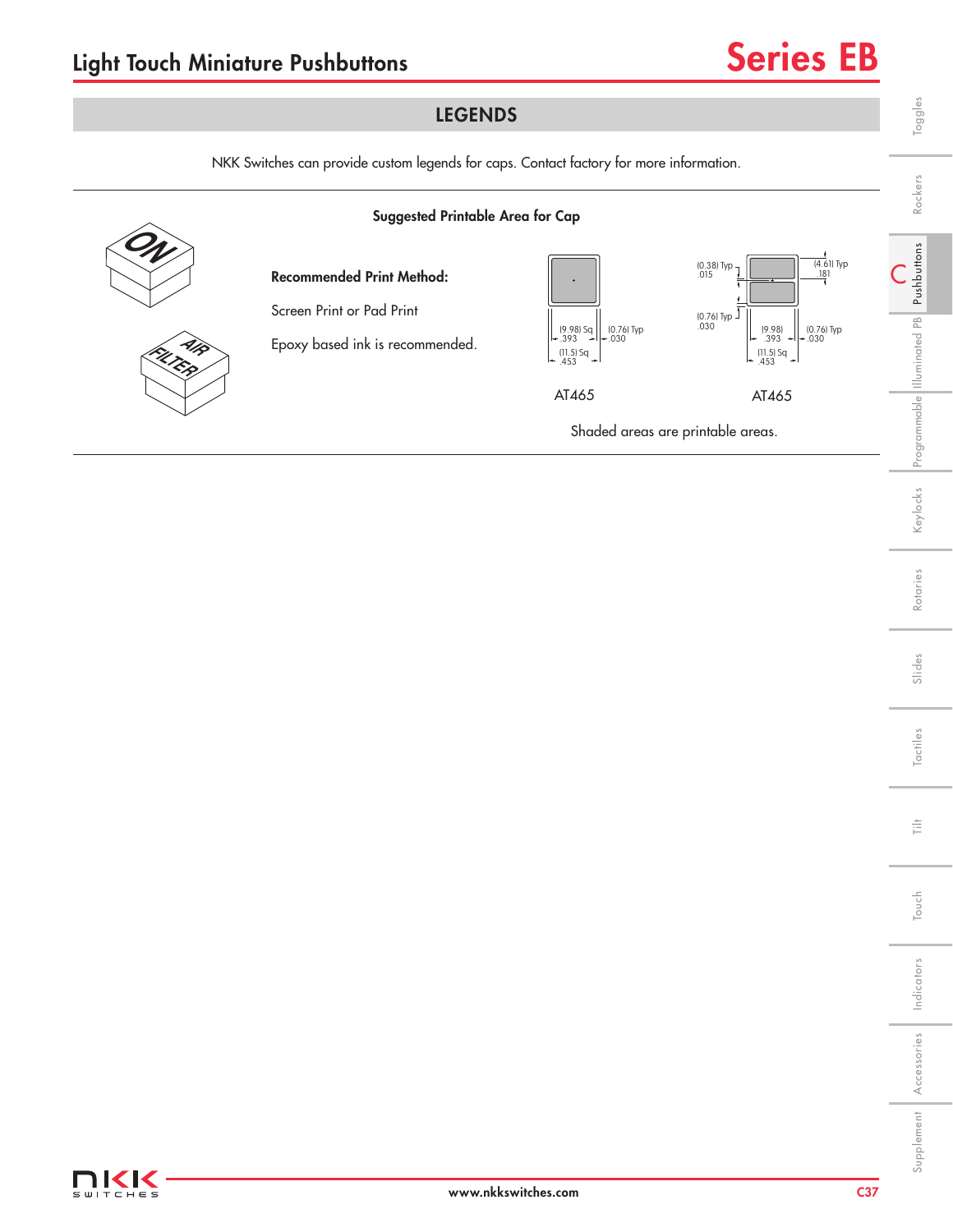## LEGENDS

NKK Switches can provide custom legends for caps. Contact factory for more information.

**Suggested Printable Area for Cap**

**Recommended Print Method:**

Screen Print or Pad Print

Epoxy based ink is recommended.

(9.98) Sq
.393
(0.76) Typ
.030
(11.5) Sq
.453

AT465

(0.38) Typ
.015
(4.61) Typ
.181
(0.76) Typ
.030
(9.98)
.393
(0.76) Typ
.030
(11.5) Sq
.453

AT465

Shaded areas are printable areas.